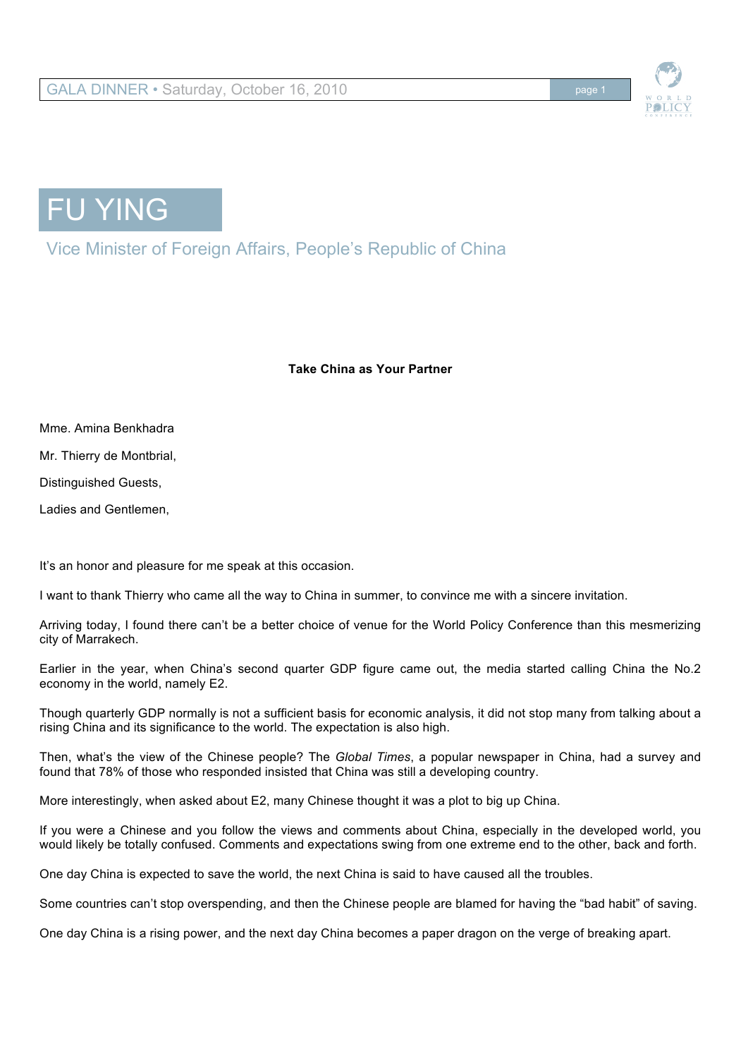# FU YING

Vice Minister of Foreign Affairs, People's Republic of China

**Take China as Your Partner**

Mme. Amina Benkhadra

Mr. Thierry de Montbrial,

Distinguished Guests,

Ladies and Gentlemen,

It's an honor and pleasure for me speak at this occasion.

I want to thank Thierry who came all the way to China in summer, to convince me with a sincere invitation.

Arriving today, I found there can't be a better choice of venue for the World Policy Conference than this mesmerizing city of Marrakech.

Earlier in the year, when China's second quarter GDP figure came out, the media started calling China the No.2 economy in the world, namely E2.

Though quarterly GDP normally is not a sufficient basis for economic analysis, it did not stop many from talking about a rising China and its significance to the world. The expectation is also high.

Then, what's the view of the Chinese people? The *Global Times*, a popular newspaper in China, had a survey and found that 78% of those who responded insisted that China was still a developing country.

More interestingly, when asked about E2, many Chinese thought it was a plot to big up China.

If you were a Chinese and you follow the views and comments about China, especially in the developed world, you would likely be totally confused. Comments and expectations swing from one extreme end to the other, back and forth.

One day China is expected to save the world, the next China is said to have caused all the troubles.

Some countries can't stop overspending, and then the Chinese people are blamed for having the "bad habit" of saving.

One day China is a rising power, and the next day China becomes a paper dragon on the verge of breaking apart.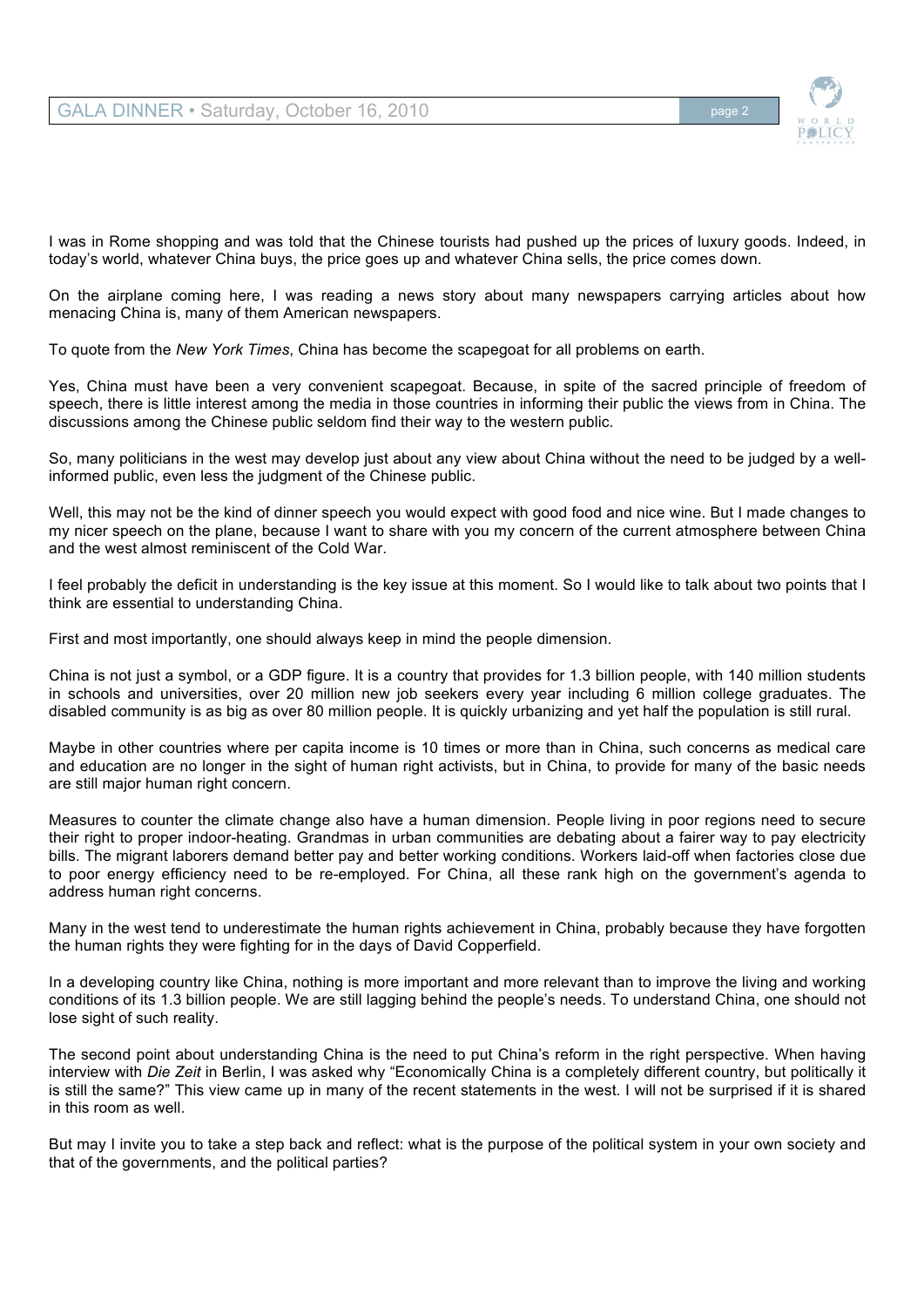I was in Rome shopping and was told that the Chinese tourists had pushed up the prices of luxury goods. Indeed, in today's world, whatever China buys, the price goes up and whatever China sells, the price comes down.

On the airplane coming here, I was reading a news story about many newspapers carrying articles about how menacing China is, many of them American newspapers.

To quote from the *New York Times*, China has become the scapegoat for all problems on earth.

Yes, China must have been a very convenient scapegoat. Because, in spite of the sacred principle of freedom of speech, there is little interest among the media in those countries in informing their public the views from in China. The discussions among the Chinese public seldom find their way to the western public.

So, many politicians in the west may develop just about any view about China without the need to be judged by a well-informed public, even less the judgment of the Chinese public.

Well, this may not be the kind of dinner speech you would expect with good food and nice wine. But I made changes to my nicer speech on the plane, because I want to share with you my concern of the current atmosphere between China and the west almost reminiscent of the Cold War.

I feel probably the deficit in understanding is the key issue at this moment. So I would like to talk about two points that I think are essential to understanding China.

First and most importantly, one should always keep in mind the people dimension.

China is not just a symbol, or a GDP figure. It is a country that provides for 1.3 billion people, with 140 million students in schools and universities, over 20 million new job seekers every year including 6 million college graduates. The disabled community is as big as over 80 million people. It is quickly urbanizing and yet half the population is still rural.

Maybe in other countries where per capita income is 10 times or more than in China, such concerns as medical care and education are no longer in the sight of human right activists, but in China, to provide for many of the basic needs are still major human right concern.

Measures to counter the climate change also have a human dimension. People living in poor regions need to secure their right to proper indoor-heating. Grandmas in urban communities are debating about a fairer way to pay electricity bills. The migrant laborers demand better pay and better working conditions. Workers laid-off when factories close due to poor energy efficiency need to be re-employed. For China, all these rank high on the government's agenda to address human right concerns.

Many in the west tend to underestimate the human rights achievement in China, probably because they have forgotten the human rights they were fighting for in the days of David Copperfield.

In a developing country like China, nothing is more important and more relevant than to improve the living and working conditions of its 1.3 billion people. We are still lagging behind the people's needs. To understand China, one should not lose sight of such reality.

The second point about understanding China is the need to put China's reform in the right perspective. When having interview with *Die Zeit* in Berlin, I was asked why "Economically China is a completely different country, but politically it is still the same?" This view came up in many of the recent statements in the west. I will not be surprised if it is shared in this room as well.

But may I invite you to take a step back and reflect: what is the purpose of the political system in your own society and that of the governments, and the political parties?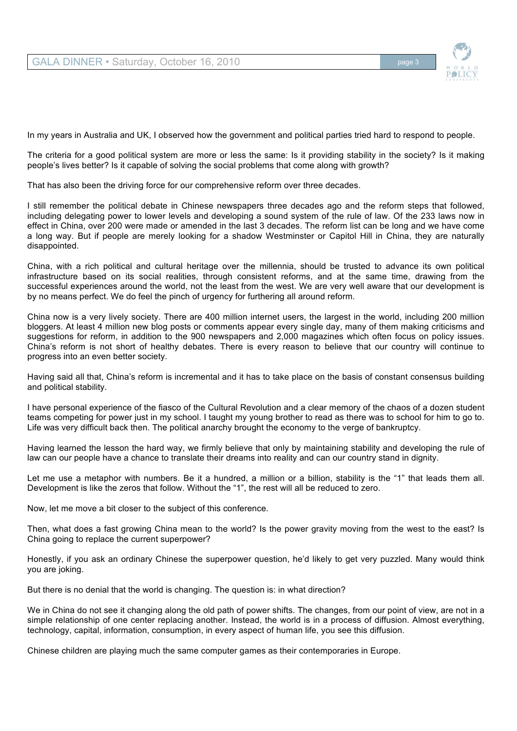In my years in Australia and UK, I observed how the government and political parties tried hard to respond to people.

The criteria for a good political system are more or less the same: Is it providing stability in the society? Is it making people's lives better? Is it capable of solving the social problems that come along with growth?

That has also been the driving force for our comprehensive reform over three decades.

I still remember the political debate in Chinese newspapers three decades ago and the reform steps that followed, including delegating power to lower levels and developing a sound system of the rule of law. Of the 233 laws now in effect in China, over 200 were made or amended in the last 3 decades. The reform list can be long and we have come a long way. But if people are merely looking for a shadow Westminster or Capitol Hill in China, they are naturally disappointed.

China, with a rich political and cultural heritage over the millennia, should be trusted to advance its own political infrastructure based on its social realities, through consistent reforms, and at the same time, drawing from the successful experiences around the world, not the least from the west. We are very well aware that our development is by no means perfect. We do feel the pinch of urgency for furthering all around reform.

China now is a very lively society. There are 400 million internet users, the largest in the world, including 200 million bloggers. At least 4 million new blog posts or comments appear every single day, many of them making criticisms and suggestions for reform, in addition to the 900 newspapers and 2,000 magazines which often focus on policy issues. China's reform is not short of healthy debates. There is every reason to believe that our country will continue to progress into an even better society.

Having said all that, China's reform is incremental and it has to take place on the basis of constant consensus building and political stability.

I have personal experience of the fiasco of the Cultural Revolution and a clear memory of the chaos of a dozen student teams competing for power just in my school. I taught my young brother to read as there was to school for him to go to. Life was very difficult back then. The political anarchy brought the economy to the verge of bankruptcy.

Having learned the lesson the hard way, we firmly believe that only by maintaining stability and developing the rule of law can our people have a chance to translate their dreams into reality and can our country stand in dignity.

Let me use a metaphor with numbers. Be it a hundred, a million or a billion, stability is the "1" that leads them all. Development is like the zeros that follow. Without the "1", the rest will all be reduced to zero.

Now, let me move a bit closer to the subject of this conference.

Then, what does a fast growing China mean to the world? Is the power gravity moving from the west to the east? Is China going to replace the current superpower?

Honestly, if you ask an ordinary Chinese the superpower question, he'd likely to get very puzzled. Many would think you are joking.

But there is no denial that the world is changing. The question is: in what direction?

We in China do not see it changing along the old path of power shifts. The changes, from our point of view, are not in a simple relationship of one center replacing another. Instead, the world is in a process of diffusion. Almost everything, technology, capital, information, consumption, in every aspect of human life, you see this diffusion.

Chinese children are playing much the same computer games as their contemporaries in Europe.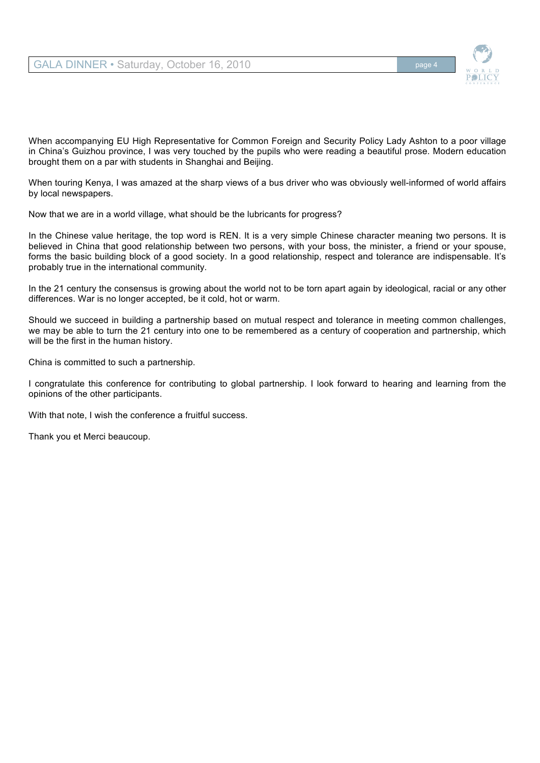When accompanying EU High Representative for Common Foreign and Security Policy Lady Ashton to a poor village in China's Guizhou province, I was very touched by the pupils who were reading a beautiful prose. Modern education brought them on a par with students in Shanghai and Beijing.

When touring Kenya, I was amazed at the sharp views of a bus driver who was obviously well-informed of world affairs by local newspapers.

Now that we are in a world village, what should be the lubricants for progress?

In the Chinese value heritage, the top word is REN. It is a very simple Chinese character meaning two persons. It is believed in China that good relationship between two persons, with your boss, the minister, a friend or your spouse, forms the basic building block of a good society. In a good relationship, respect and tolerance are indispensable. It's probably true in the international community.

In the 21 century the consensus is growing about the world not to be torn apart again by ideological, racial or any other differences. War is no longer accepted, be it cold, hot or warm.

Should we succeed in building a partnership based on mutual respect and tolerance in meeting common challenges, we may be able to turn the 21 century into one to be remembered as a century of cooperation and partnership, which will be the first in the human history.

China is committed to such a partnership.

I congratulate this conference for contributing to global partnership. I look forward to hearing and learning from the opinions of the other participants.

With that note, I wish the conference a fruitful success.

Thank you et Merci beaucoup.